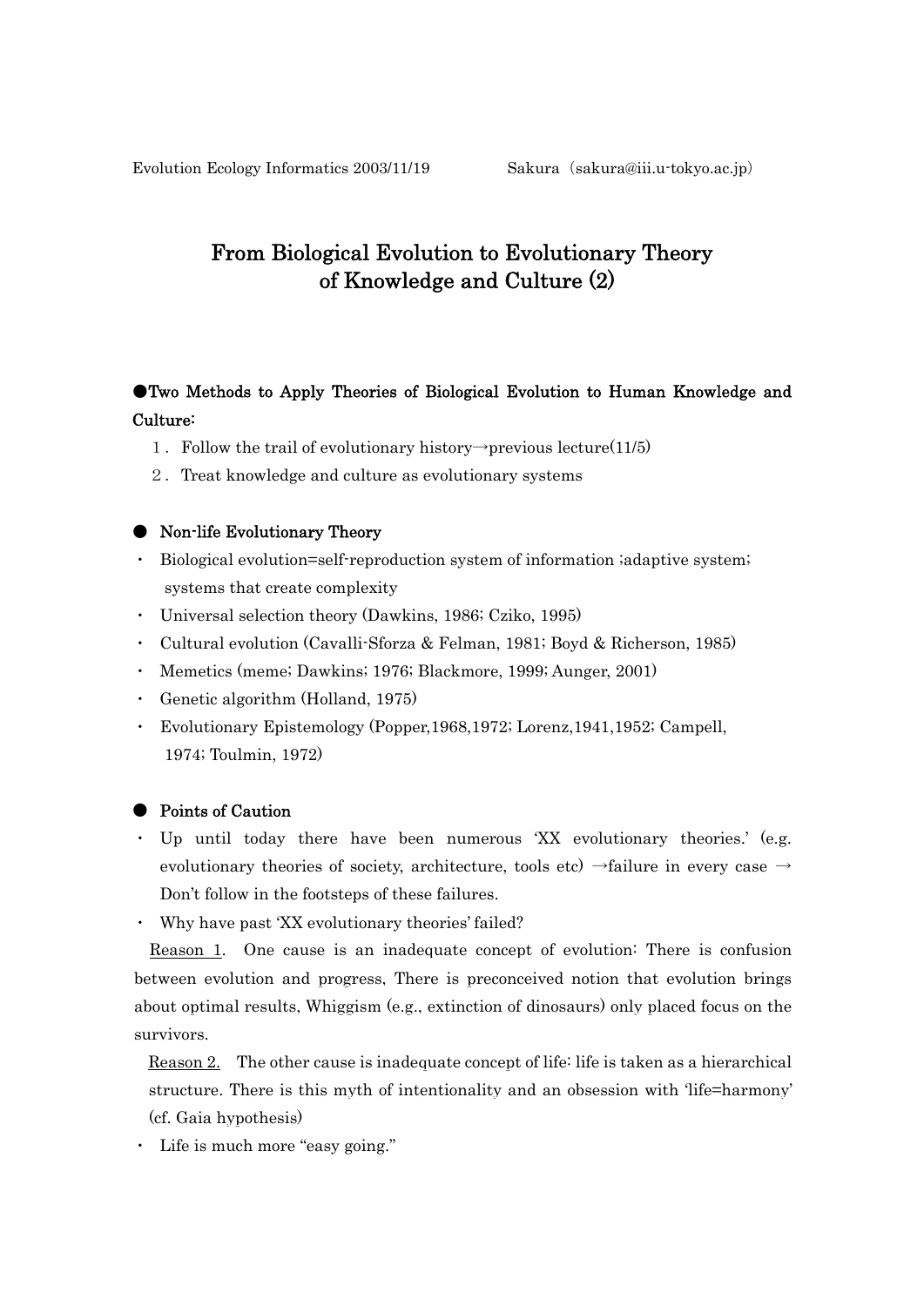Evolution Ecology Informatics 2003/11/19 Sakura（sakura@iii.u-tokyo.ac.jp）

# From Biological Evolution to Evolutionary Theory of Knowledge and Culture (2)

## ●Two Methods to Apply Theories of Biological Evolution to Human Knowledge and Culture:

1. Follow the trail of evolutionary history→previous lecture(11/5)
2. Treat knowledge and culture as evolutionary systems

## ● Non-life Evolutionary Theory

- Biological evolution=self-reproduction system of information ;adaptive system; systems that create complexity
- Universal selection theory (Dawkins, 1986; Cziko, 1995)
- Cultural evolution (Cavalli-Sforza & Felman, 1981; Boyd & Richerson, 1985)
- Memetics (meme; Dawkins; 1976; Blackmore, 1999; Aunger, 2001)
- Genetic algorithm (Holland, 1975)
- Evolutionary Epistemology (Popper,1968,1972; Lorenz,1941,1952; Campell, 1974; Toulmin, 1972)

## ● Points of Caution

- Up until today there have been numerous 'XX evolutionary theories.' (e.g. evolutionary theories of society, architecture, tools etc) →failure in every case → Don't follow in the footsteps of these failures.
- Why have past 'XX evolutionary theories' failed?

Reason 1. One cause is an inadequate concept of evolution: There is confusion between evolution and progress, There is preconceived notion that evolution brings about optimal results, Whiggism (e.g., extinction of dinosaurs) only placed focus on the survivors.

Reason 2. The other cause is inadequate concept of life: life is taken as a hierarchical structure. There is this myth of intentionality and an obsession with 'life=harmony' (cf. Gaia hypothesis)

- Life is much more "easy going."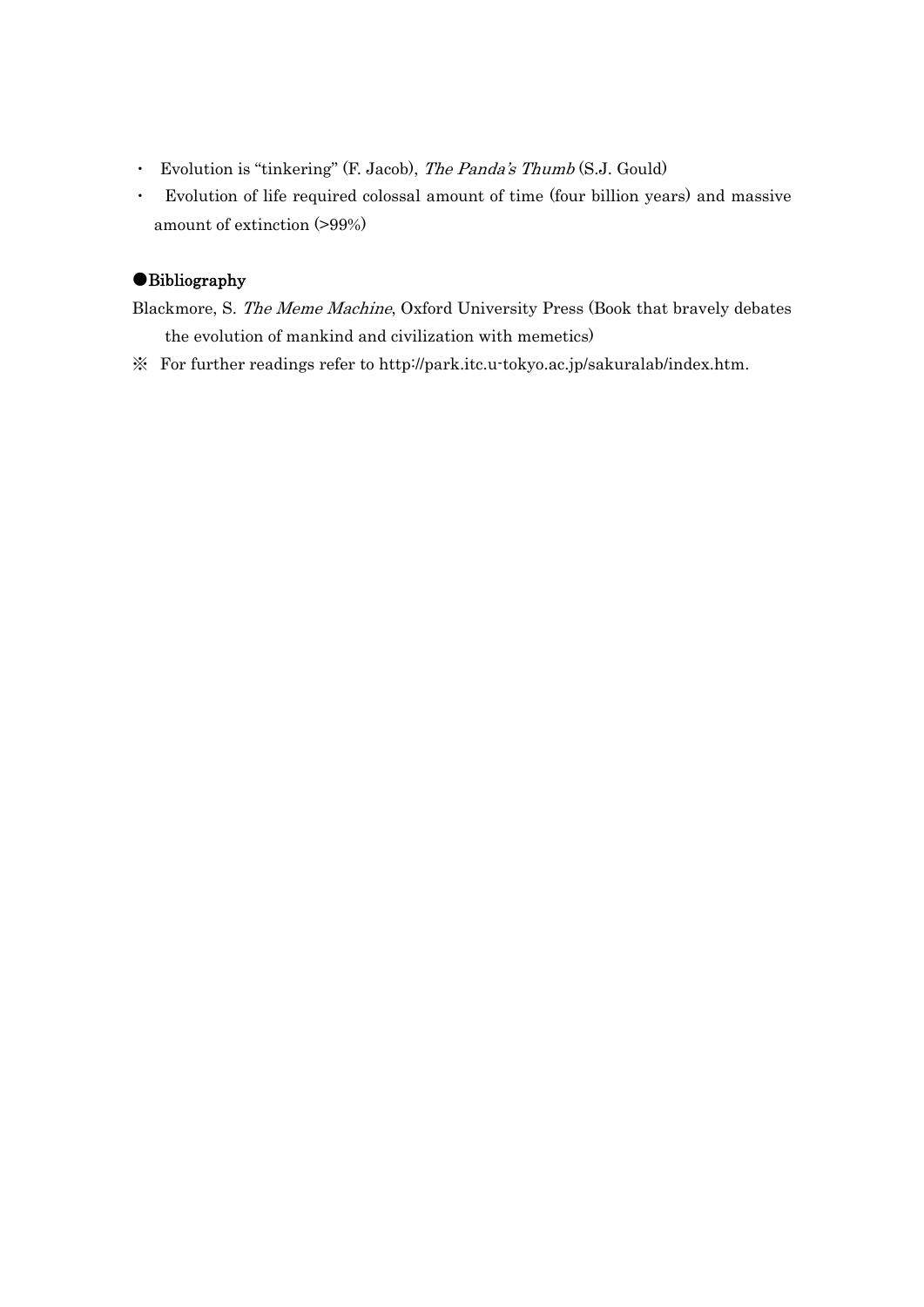- Evolution is "tinkering" (F. Jacob), *The Panda's Thumb* (S.J. Gould)
- Evolution of life required colossal amount of time (four billion years) and massive amount of extinction (>99%)

**●Bibliography**

Blackmore, S. *The Meme Machine*, Oxford University Press (Book that bravely debates the evolution of mankind and civilization with memetics)

※ For further readings refer to http://park.itc.u-tokyo.ac.jp/sakuralab/index.htm.